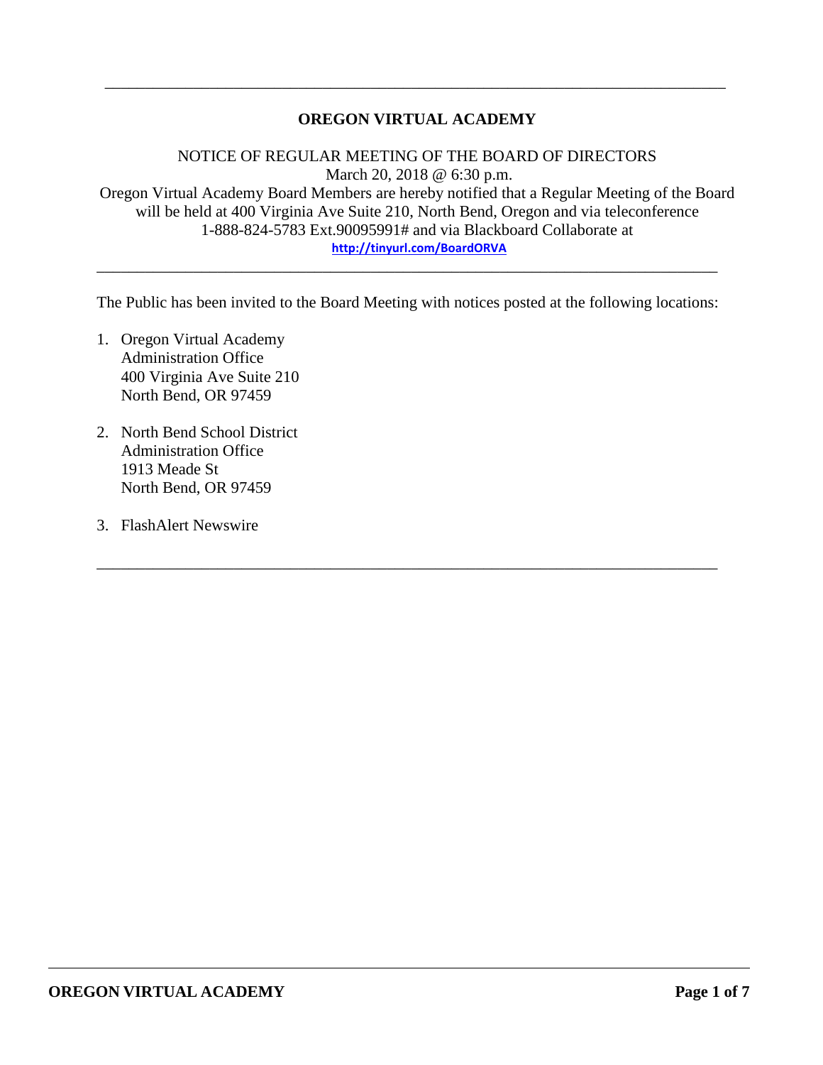# OREGON VIRTUAL ACADEMY

NOTICE OF REGULAR MEETING OF THE BOARD OF DIRECTORS
March 20, 2018 @ 6:30 p.m.
Oregon Virtual Academy Board Members are hereby notified that a Regular Meeting of the Board will be held at 400 Virginia Ave Suite 210, North Bend, Oregon and via teleconference 1-888-824-5783 Ext.90095991# and via Blackboard Collaborate at
http://tinyurl.com/BoardORVA

---

The Public has been invited to the Board Meeting with notices posted at the following locations:

1. Oregon Virtual Academy
   Administration Office
   400 Virginia Ave Suite 210
   North Bend, OR 97459

2. North Bend School District
   Administration Office
   1913 Meade St
   North Bend, OR 97459

3. FlashAlert Newswire

---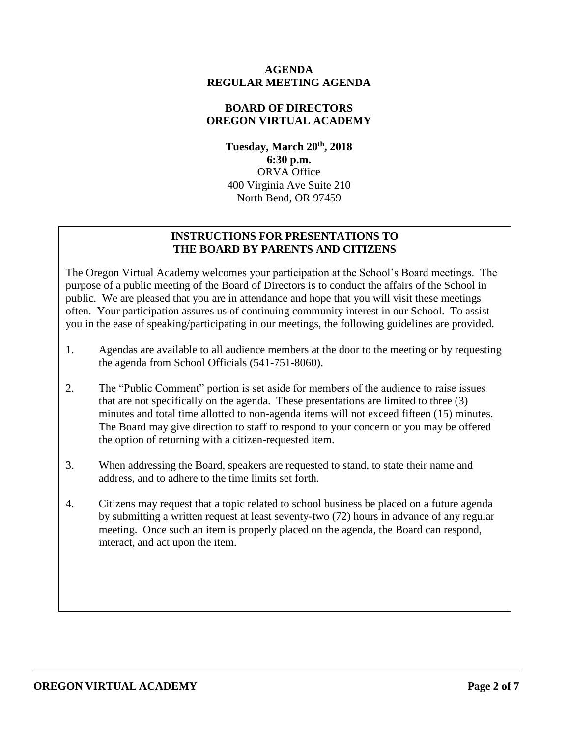# AGENDA
## REGULAR MEETING AGENDA

## BOARD OF DIRECTORS
## OREGON VIRTUAL ACADEMY

**Tuesday, March 20th, 2018**
**6:30 p.m.**
ORVA Office
400 Virginia Ave Suite 210
North Bend, OR 97459

### INSTRUCTIONS FOR PRESENTATIONS TO THE BOARD BY PARENTS AND CITIZENS

The Oregon Virtual Academy welcomes your participation at the School's Board meetings. The purpose of a public meeting of the Board of Directors is to conduct the affairs of the School in public. We are pleased that you are in attendance and hope that you will visit these meetings often. Your participation assures us of continuing community interest in our School. To assist you in the ease of speaking/participating in our meetings, the following guidelines are provided.

1. Agendas are available to all audience members at the door to the meeting or by requesting the agenda from School Officials (541-751-8060).
2. The "Public Comment" portion is set aside for members of the audience to raise issues that are not specifically on the agenda. These presentations are limited to three (3) minutes and total time allotted to non-agenda items will not exceed fifteen (15) minutes. The Board may give direction to staff to respond to your concern or you may be offered the option of returning with a citizen-requested item.
3. When addressing the Board, speakers are requested to stand, to state their name and address, and to adhere to the time limits set forth.
4. Citizens may request that a topic related to school business be placed on a future agenda by submitting a written request at least seventy-two (72) hours in advance of any regular meeting. Once such an item is properly placed on the agenda, the Board can respond, interact, and act upon the item.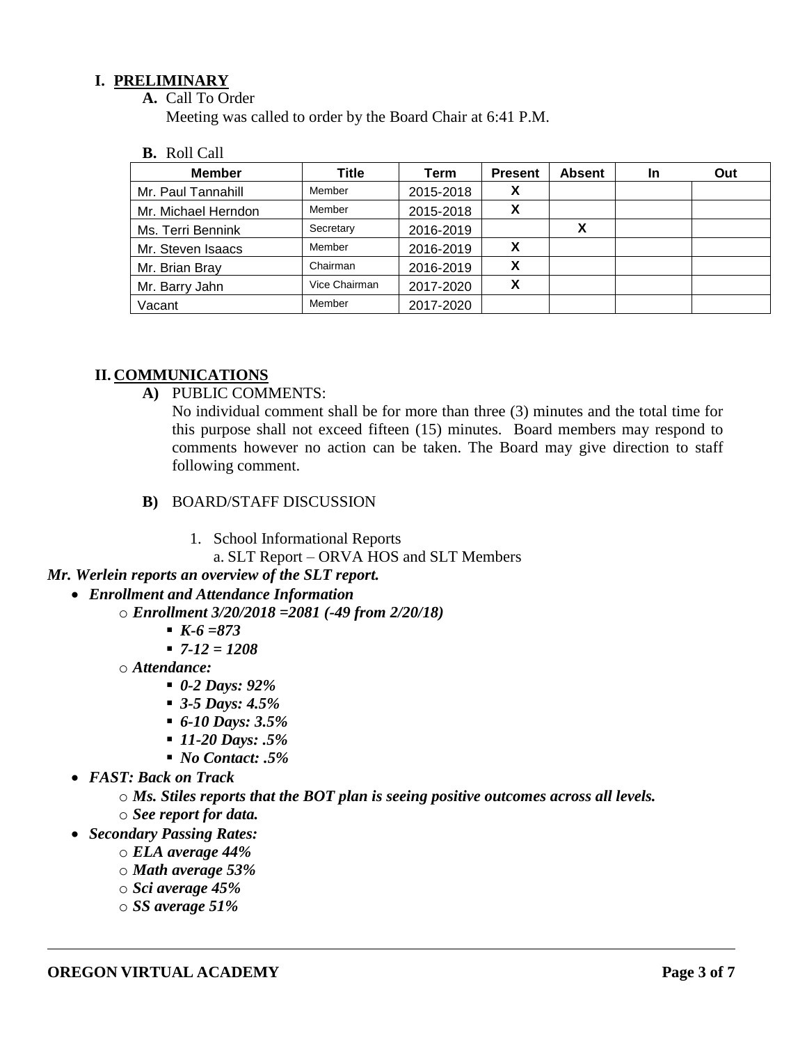## I. PRELIMINARY

**A.** Call To Order

Meeting was called to order by the Board Chair at 6:41 P.M.

**B.** Roll Call

| Member | Title | Term | Present | Absent | In | Out |
|---|---|---|---|---|---|---|
| Mr. Paul Tannahill | Member | 2015-2018 | X | | | |
| Mr. Michael Herndon | Member | 2015-2018 | X | | | |
| Ms. Terri Bennink | Secretary | 2016-2019 | | X | | |
| Mr. Steven Isaacs | Member | 2016-2019 | X | | | |
| Mr. Brian Bray | Chairman | 2016-2019 | X | | | |
| Mr. Barry Jahn | Vice Chairman | 2017-2020 | X | | | |
| Vacant | Member | 2017-2020 | | | | |

## II. COMMUNICATIONS

**A)** PUBLIC COMMENTS:

No individual comment shall be for more than three (3) minutes and the total time for this purpose shall not exceed fifteen (15) minutes. Board members may respond to comments however no action can be taken. The Board may give direction to staff following comment.

**B)** BOARD/STAFF DISCUSSION

1. School Informational Reports
   a. SLT Report – ORVA HOS and SLT Members

***Mr. Werlein reports an overview of the SLT report.***

- ***Enrollment and Attendance Information***
  - ***Enrollment 3/20/2018 =2081 (-49 from 2/20/18)***
    - ***K-6 =873***
    - ***7-12 = 1208***
  - ***Attendance:***
    - ***0-2 Days: 92%***
    - ***3-5 Days: 4.5%***
    - ***6-10 Days: 3.5%***
    - ***11-20 Days: .5%***
    - ***No Contact: .5%***
- ***FAST: Back on Track***
  - ***Ms. Stiles reports that the BOT plan is seeing positive outcomes across all levels.***
  - ***See report for data.***
- ***Secondary Passing Rates:***
  - ***ELA average 44%***
  - ***Math average 53%***
  - ***Sci average 45%***
  - ***SS average 51%***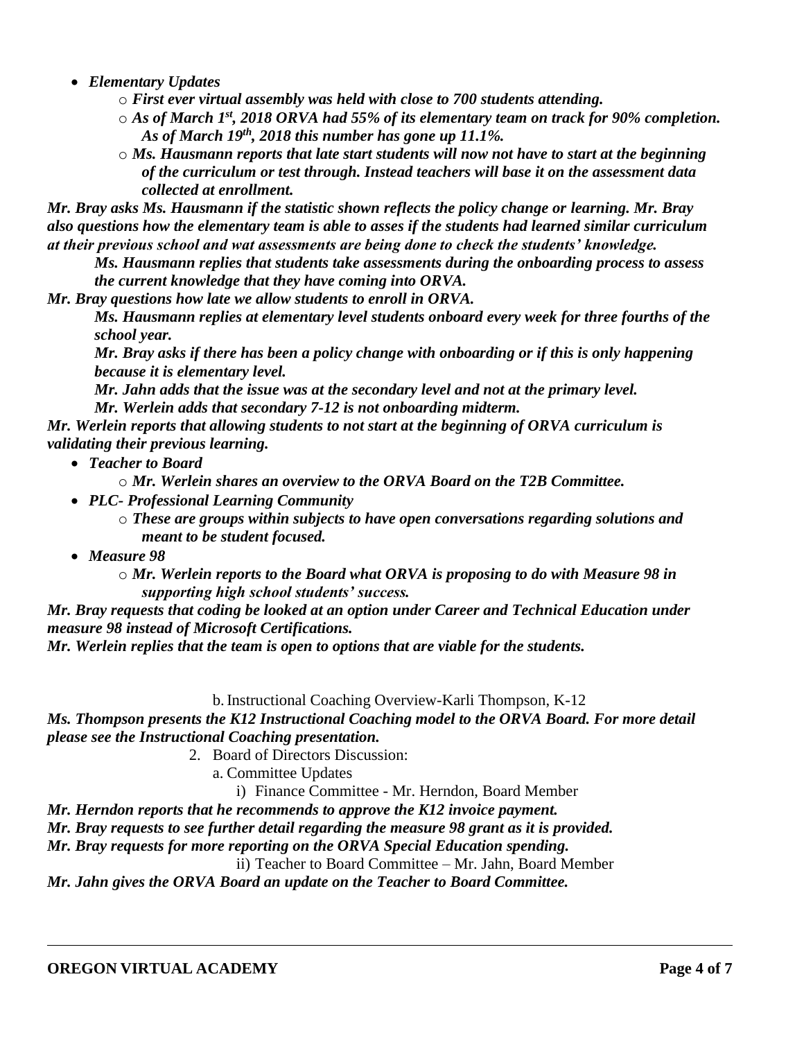- ***Elementary Updates***
  - ***First ever virtual assembly was held with close to 700 students attending.***
  - ***As of March 1st, 2018 ORVA had 55% of its elementary team on track for 90% completion. As of March 19th, 2018 this number has gone up 11.1%.***
  - ***Ms. Hausmann reports that late start students will now not have to start at the beginning of the curriculum or test through. Instead teachers will base it on the assessment data collected at enrollment.***

***Mr. Bray asks Ms. Hausmann if the statistic shown reflects the policy change or learning. Mr. Bray also questions how the elementary team is able to asses if the students had learned similar curriculum at their previous school and wat assessments are being done to check the students' knowledge.***

> ***Ms. Hausmann replies that students take assessments during the onboarding process to assess the current knowledge that they have coming into ORVA.***

***Mr. Bray questions how late we allow students to enroll in ORVA.***

> ***Ms. Hausmann replies at elementary level students onboard every week for three fourths of the school year.***
>
> ***Mr. Bray asks if there has been a policy change with onboarding or if this is only happening because it is elementary level.***
>
> ***Mr. Jahn adds that the issue was at the secondary level and not at the primary level.***
>
> ***Mr. Werlein adds that secondary 7-12 is not onboarding midterm.***

***Mr. Werlein reports that allowing students to not start at the beginning of ORVA curriculum is validating their previous learning.***

- ***Teacher to Board***
  - ***Mr. Werlein shares an overview to the ORVA Board on the T2B Committee.***
- ***PLC- Professional Learning Community***
  - ***These are groups within subjects to have open conversations regarding solutions and meant to be student focused.***
- ***Measure 98***
  - ***Mr. Werlein reports to the Board what ORVA is proposing to do with Measure 98 in supporting high school students' success.***

***Mr. Bray requests that coding be looked at an option under Career and Technical Education under measure 98 instead of Microsoft Certifications.***

***Mr. Werlein replies that the team is open to options that are viable for the students.***

b. Instructional Coaching Overview-Karli Thompson, K-12

***Ms. Thompson presents the K12 Instructional Coaching model to the ORVA Board. For more detail please see the Instructional Coaching presentation.***

2. Board of Directors Discussion:

   a. Committee Updates

      i) Finance Committee - Mr. Herndon, Board Member

***Mr. Herndon reports that he recommends to approve the K12 invoice payment.***

***Mr. Bray requests to see further detail regarding the measure 98 grant as it is provided.***

***Mr. Bray requests for more reporting on the ORVA Special Education spending.***

      ii) Teacher to Board Committee – Mr. Jahn, Board Member

***Mr. Jahn gives the ORVA Board an update on the Teacher to Board Committee.***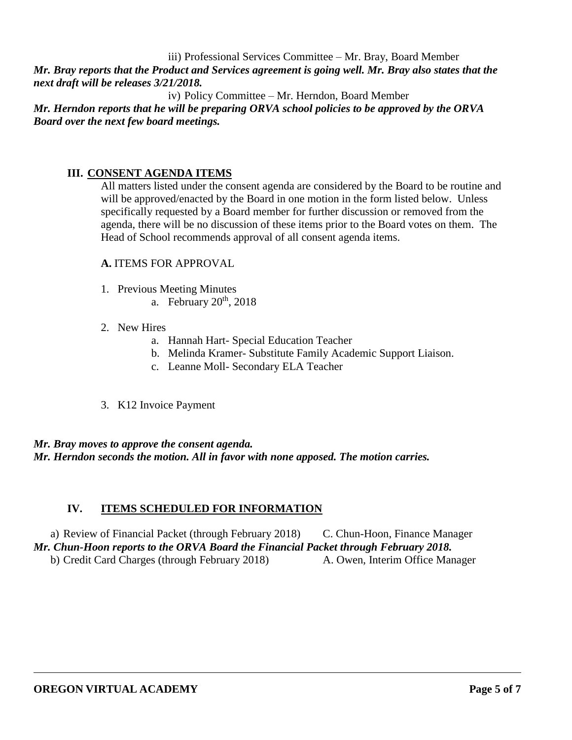iii) Professional Services Committee – Mr. Bray, Board Member

***Mr. Bray reports that the Product and Services agreement is going well. Mr. Bray also states that the next draft will be releases 3/21/2018.***

iv) Policy Committee – Mr. Herndon, Board Member

***Mr. Herndon reports that he will be preparing ORVA school policies to be approved by the ORVA Board over the next few board meetings.***

## III. CONSENT AGENDA ITEMS

All matters listed under the consent agenda are considered by the Board to be routine and will be approved/enacted by the Board in one motion in the form listed below. Unless specifically requested by a Board member for further discussion or removed from the agenda, there will be no discussion of these items prior to the Board votes on them. The Head of School recommends approval of all consent agenda items.

**A.** ITEMS FOR APPROVAL

1. Previous Meeting Minutes
   a. February 20th, 2018
2. New Hires
   a. Hannah Hart- Special Education Teacher
   b. Melinda Kramer- Substitute Family Academic Support Liaison.
   c. Leanne Moll- Secondary ELA Teacher
3. K12 Invoice Payment

***Mr. Bray moves to approve the consent agenda.***
***Mr. Herndon seconds the motion. All in favor with none apposed. The motion carries.***

## IV. ITEMS SCHEDULED FOR INFORMATION

a) Review of Financial Packet (through February 2018) C. Chun-Hoon, Finance Manager

***Mr. Chun-Hoon reports to the ORVA Board the Financial Packet through February 2018.***

b) Credit Card Charges (through February 2018) A. Owen, Interim Office Manager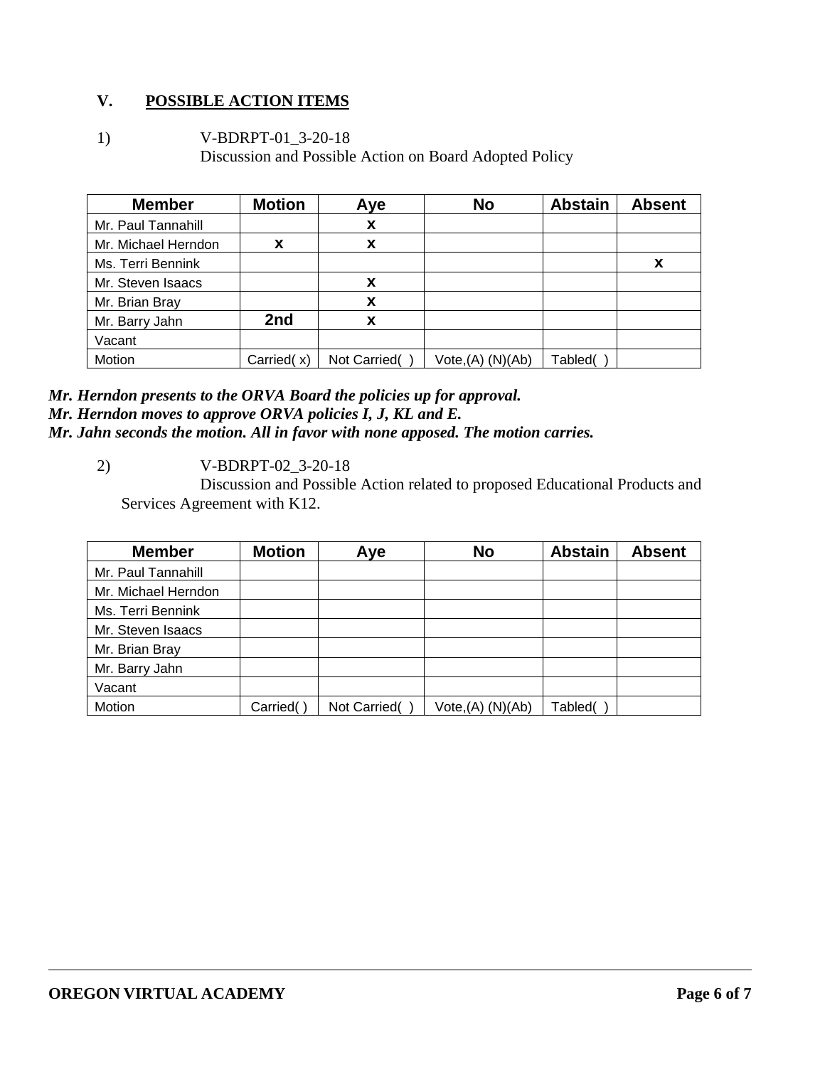## V. POSSIBLE ACTION ITEMS

1) V-BDRPT-01_3-20-18
Discussion and Possible Action on Board Adopted Policy

| Member | Motion | Aye | No | Abstain | Absent |
|---|---|---|---|---|---|
| Mr. Paul Tannahill | | X | | | |
| Mr. Michael Herndon | X | X | | | |
| Ms. Terri Bennink | | | | | X |
| Mr. Steven Isaacs | | X | | | |
| Mr. Brian Bray | | X | | | |
| Mr. Barry Jahn | 2nd | X | | | |
| Vacant | | | | | |
| Motion | Carried( x) | Not Carried( ) | Vote,(A) (N)(Ab) | Tabled( ) | |

***Mr. Herndon presents to the ORVA Board the policies up for approval.***
***Mr. Herndon moves to approve ORVA policies I, J, KL and E.***
***Mr. Jahn seconds the motion. All in favor with none apposed. The motion carries.***

2) V-BDRPT-02_3-20-18
Discussion and Possible Action related to proposed Educational Products and Services Agreement with K12.

| Member | Motion | Aye | No | Abstain | Absent |
|---|---|---|---|---|---|
| Mr. Paul Tannahill | | | | | |
| Mr. Michael Herndon | | | | | |
| Ms. Terri Bennink | | | | | |
| Mr. Steven Isaacs | | | | | |
| Mr. Brian Bray | | | | | |
| Mr. Barry Jahn | | | | | |
| Vacant | | | | | |
| Motion | Carried( ) | Not Carried( ) | Vote,(A) (N)(Ab) | Tabled( ) | |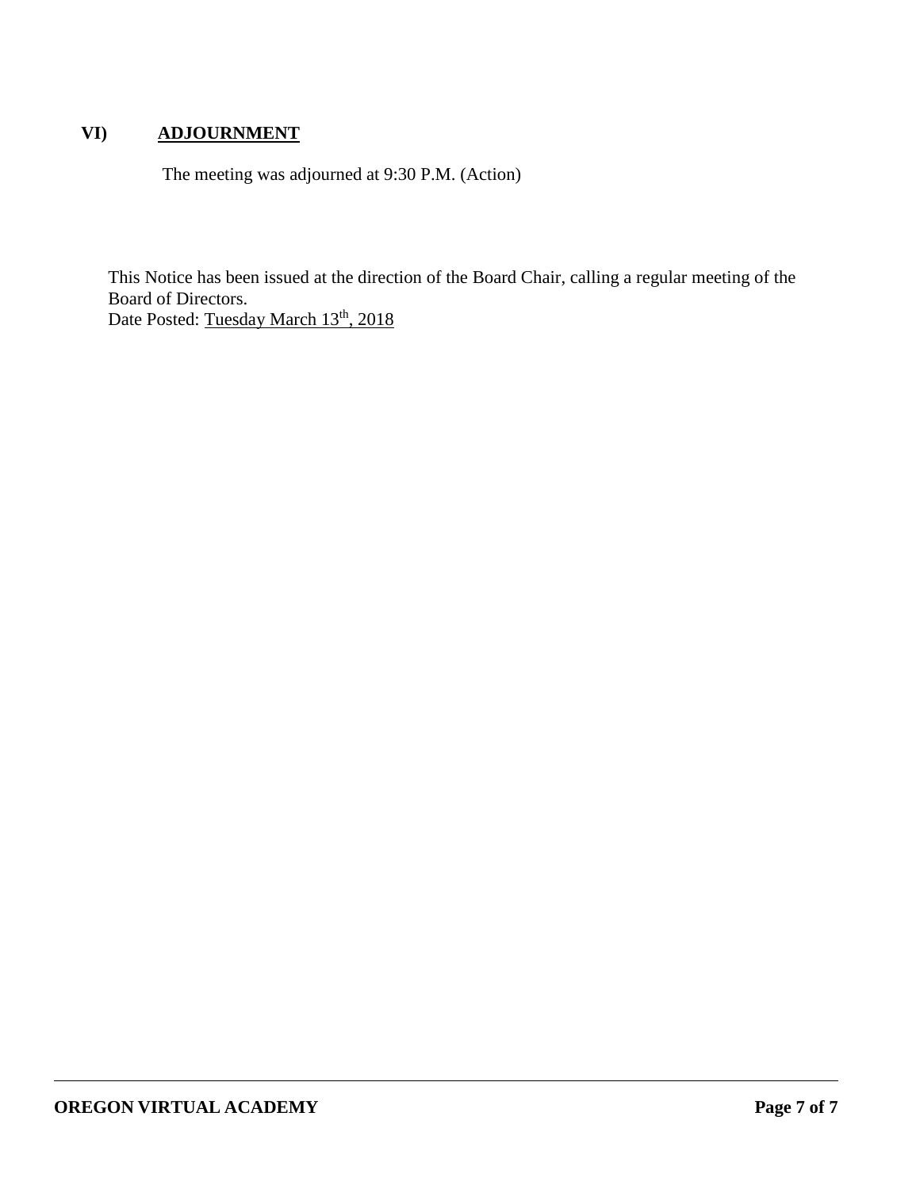## VI) <u>ADJOURNMENT</u>

The meeting was adjourned at 9:30 P.M. (Action)

This Notice has been issued at the direction of the Board Chair, calling a regular meeting of the Board of Directors.
Date Posted: <u>Tuesday March 13th, 2018</u>